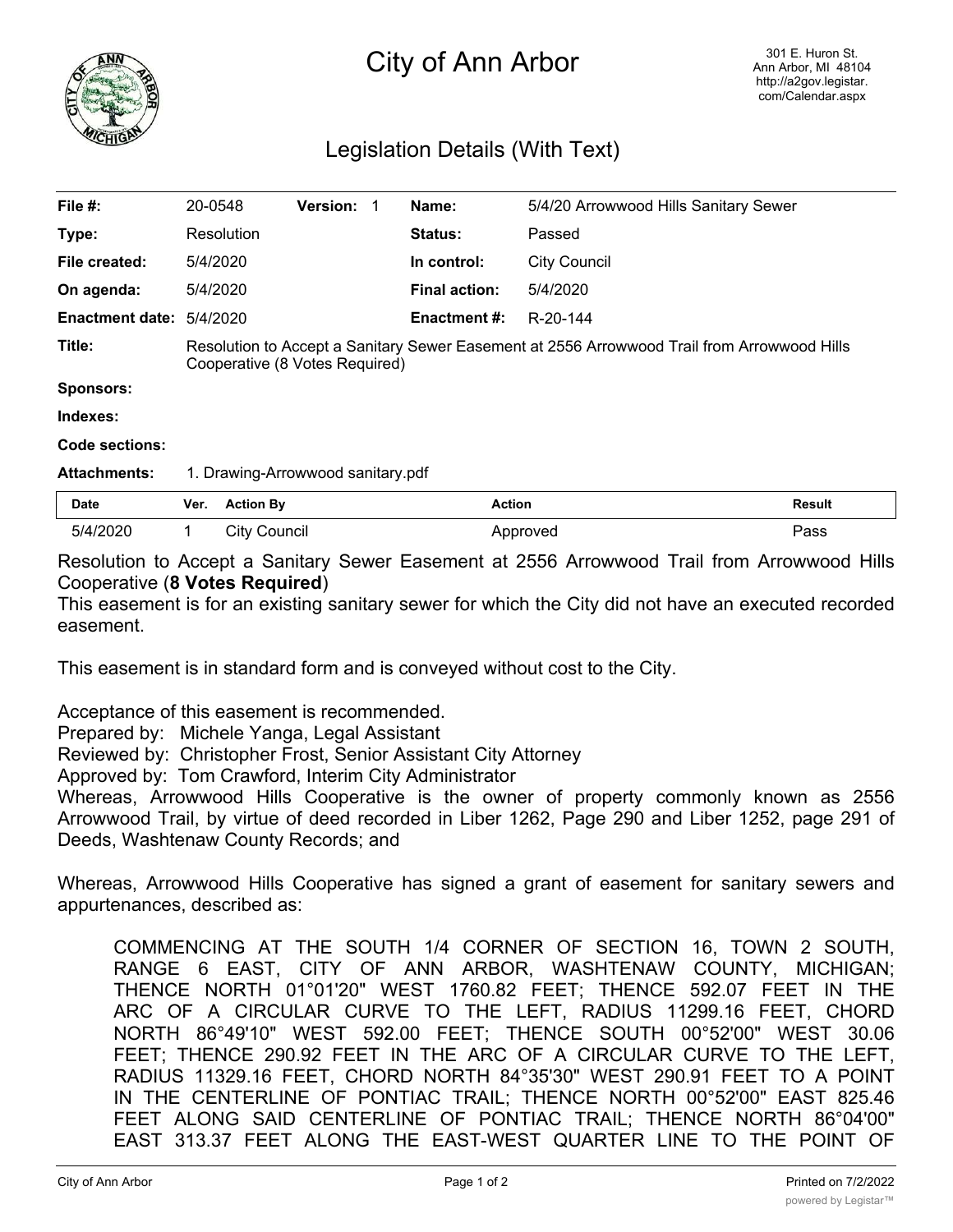# City of Ann Arbor

301 E. Huron St.
Ann Arbor, MI 48104
http://a2gov.legistar.com/Calendar.aspx

## Legislation Details (With Text)

| | | | | | |
|---|---|---|---|---|---|
| **File #:** | 20-0548 | **Version:** 1 | **Name:** | 5/4/20 Arrowwood Hills Sanitary Sewer | |
| **Type:** | Resolution | | **Status:** | Passed | |
| **File created:** | 5/4/2020 | | **In control:** | City Council | |
| **On agenda:** | 5/4/2020 | | **Final action:** | 5/4/2020 | |
| **Enactment date:** | 5/4/2020 | | **Enactment #:** | R-20-144 | |

**Title:** Resolution to Accept a Sanitary Sewer Easement at 2556 Arrowwood Trail from Arrowwood Hills Cooperative (8 Votes Required)

**Sponsors:**

**Indexes:**

**Code sections:**

**Attachments:** 1. Drawing-Arrowwood sanitary.pdf

| Date | Ver. | Action By | Action | Result |
|---|---|---|---|---|
| 5/4/2020 | 1 | City Council | Approved | Pass |

Resolution to Accept a Sanitary Sewer Easement at 2556 Arrowwood Trail from Arrowwood Hills Cooperative (**8 Votes Required**)

This easement is for an existing sanitary sewer for which the City did not have an executed recorded easement.

This easement is in standard form and is conveyed without cost to the City.

Acceptance of this easement is recommended.

Prepared by: Michele Yanga, Legal Assistant
Reviewed by: Christopher Frost, Senior Assistant City Attorney
Approved by: Tom Crawford, Interim City Administrator

Whereas, Arrowwood Hills Cooperative is the owner of property commonly known as 2556 Arrowwood Trail, by virtue of deed recorded in Liber 1262, Page 290 and Liber 1252, page 291 of Deeds, Washtenaw County Records; and

Whereas, Arrowwood Hills Cooperative has signed a grant of easement for sanitary sewers and appurtenances, described as:

> COMMENCING AT THE SOUTH 1/4 CORNER OF SECTION 16, TOWN 2 SOUTH, RANGE 6 EAST, CITY OF ANN ARBOR, WASHTENAW COUNTY, MICHIGAN; THENCE NORTH 01°01'20" WEST 1760.82 FEET; THENCE 592.07 FEET IN THE ARC OF A CIRCULAR CURVE TO THE LEFT, RADIUS 11299.16 FEET, CHORD NORTH 86°49'10" WEST 592.00 FEET; THENCE SOUTH 00°52'00" WEST 30.06 FEET; THENCE 290.92 FEET IN THE ARC OF A CIRCULAR CURVE TO THE LEFT, RADIUS 11329.16 FEET, CHORD NORTH 84°35'30" WEST 290.91 FEET TO A POINT IN THE CENTERLINE OF PONTIAC TRAIL; THENCE NORTH 00°52'00" EAST 825.46 FEET ALONG SAID CENTERLINE OF PONTIAC TRAIL; THENCE NORTH 86°04'00" EAST 313.37 FEET ALONG THE EAST-WEST QUARTER LINE TO THE POINT OF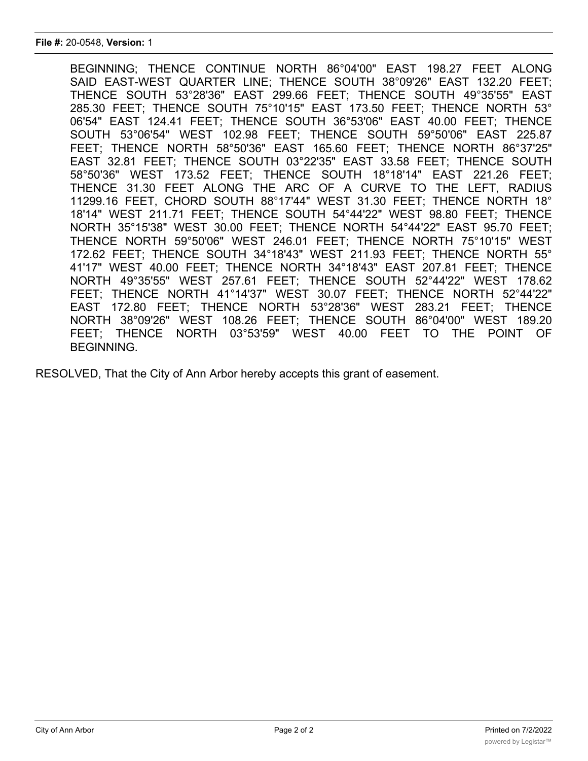BEGINNING; THENCE CONTINUE NORTH 86°04'00" EAST 198.27 FEET ALONG SAID EAST-WEST QUARTER LINE; THENCE SOUTH 38°09'26" EAST 132.20 FEET; THENCE SOUTH 53°28'36" EAST 299.66 FEET; THENCE SOUTH 49°35'55" EAST 285.30 FEET; THENCE SOUTH 75°10'15" EAST 173.50 FEET; THENCE NORTH 53° 06'54" EAST 124.41 FEET; THENCE SOUTH 36°53'06" EAST 40.00 FEET; THENCE SOUTH 53°06'54" WEST 102.98 FEET; THENCE SOUTH 59°50'06" EAST 225.87 FEET; THENCE NORTH 58°50'36" EAST 165.60 FEET; THENCE NORTH 86°37'25" EAST 32.81 FEET; THENCE SOUTH 03°22'35" EAST 33.58 FEET; THENCE SOUTH 58°50'36" WEST 173.52 FEET; THENCE SOUTH 18°18'14" EAST 221.26 FEET; THENCE 31.30 FEET ALONG THE ARC OF A CURVE TO THE LEFT, RADIUS 11299.16 FEET, CHORD SOUTH 88°17'44" WEST 31.30 FEET; THENCE NORTH 18° 18'14" WEST 211.71 FEET; THENCE SOUTH 54°44'22" WEST 98.80 FEET; THENCE NORTH 35°15'38" WEST 30.00 FEET; THENCE NORTH 54°44'22" EAST 95.70 FEET; THENCE NORTH 59°50'06" WEST 246.01 FEET; THENCE NORTH 75°10'15" WEST 172.62 FEET; THENCE SOUTH 34°18'43" WEST 211.93 FEET; THENCE NORTH 55° 41'17" WEST 40.00 FEET; THENCE NORTH 34°18'43" EAST 207.81 FEET; THENCE NORTH 49°35'55" WEST 257.61 FEET; THENCE SOUTH 52°44'22" WEST 178.62 FEET; THENCE NORTH 41°14'37" WEST 30.07 FEET; THENCE NORTH 52°44'22" EAST 172.80 FEET; THENCE NORTH 53°28'36" WEST 283.21 FEET; THENCE NORTH 38°09'26" WEST 108.26 FEET; THENCE SOUTH 86°04'00" WEST 189.20 FEET; THENCE NORTH 03°53'59" WEST 40.00 FEET TO THE POINT OF BEGINNING.

RESOLVED, That the City of Ann Arbor hereby accepts this grant of easement.